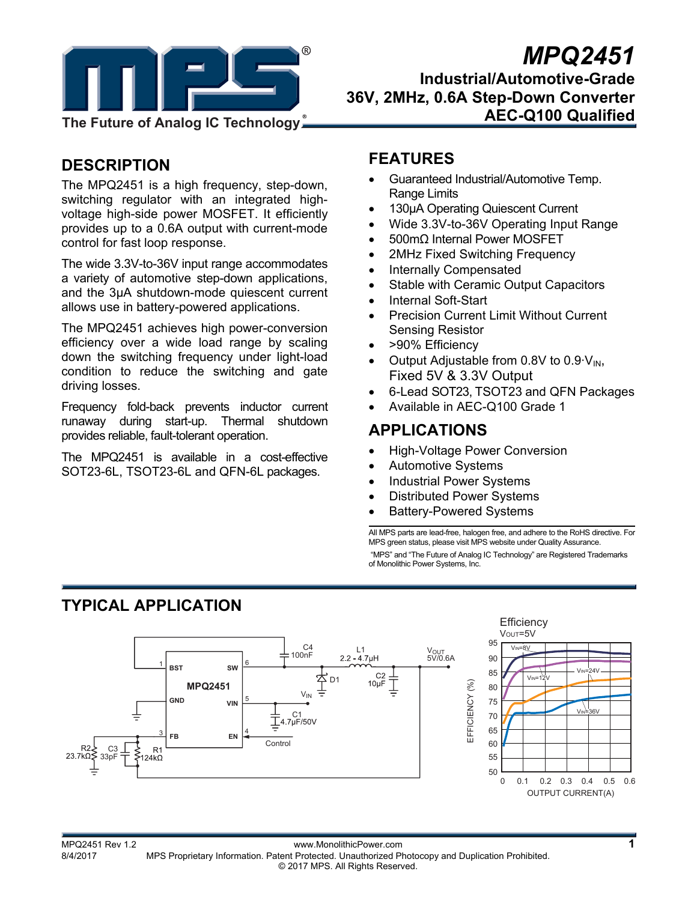# MPQ2451

## Industrial/Automotive-Grade 36V, 2MHz, 0.6A Step-Down Converter AEC-Q100 Qualified

## DESCRIPTION

The MPQ2451 is a high frequency, step-down, switching regulator with an integrated high-voltage high-side power MOSFET. It efficiently provides up to a 0.6A output with current-mode control for fast loop response.

The wide 3.3V-to-36V input range accommodates a variety of automotive step-down applications, and the 3µA shutdown-mode quiescent current allows use in battery-powered applications.

The MPQ2451 achieves high power-conversion efficiency over a wide load range by scaling down the switching frequency under light-load condition to reduce the switching and gate driving losses.

Frequency fold-back prevents inductor current runaway during start-up. Thermal shutdown provides reliable, fault-tolerant operation.

The MPQ2451 is available in a cost-effective SOT23-6L, TSOT23-6L and QFN-6L packages.

## FEATURES

- Guaranteed Industrial/Automotive Temp. Range Limits
- 130µA Operating Quiescent Current
- Wide 3.3V-to-36V Operating Input Range
- 500mΩ Internal Power MOSFET
- 2MHz Fixed Switching Frequency
- Internally Compensated
- Stable with Ceramic Output Capacitors
- Internal Soft-Start
- Precision Current Limit Without Current Sensing Resistor
- >90% Efficiency
- Output Adjustable from 0.8V to 0.9·$V_{IN}$, Fixed 5V & 3.3V Output
- 6-Lead SOT23, TSOT23 and QFN Packages
- Available in AEC-Q100 Grade 1

## APPLICATIONS

- High-Voltage Power Conversion
- Automotive Systems
- Industrial Power Systems
- Distributed Power Systems
- Battery-Powered Systems

All MPS parts are lead-free, halogen free, and adhere to the RoHS directive. For MPS green status, please visit MPS website under Quality Assurance.

"MPS" and "The Future of Analog IC Technology" are Registered Trademarks of Monolithic Power Systems, Inc.

## TYPICAL APPLICATION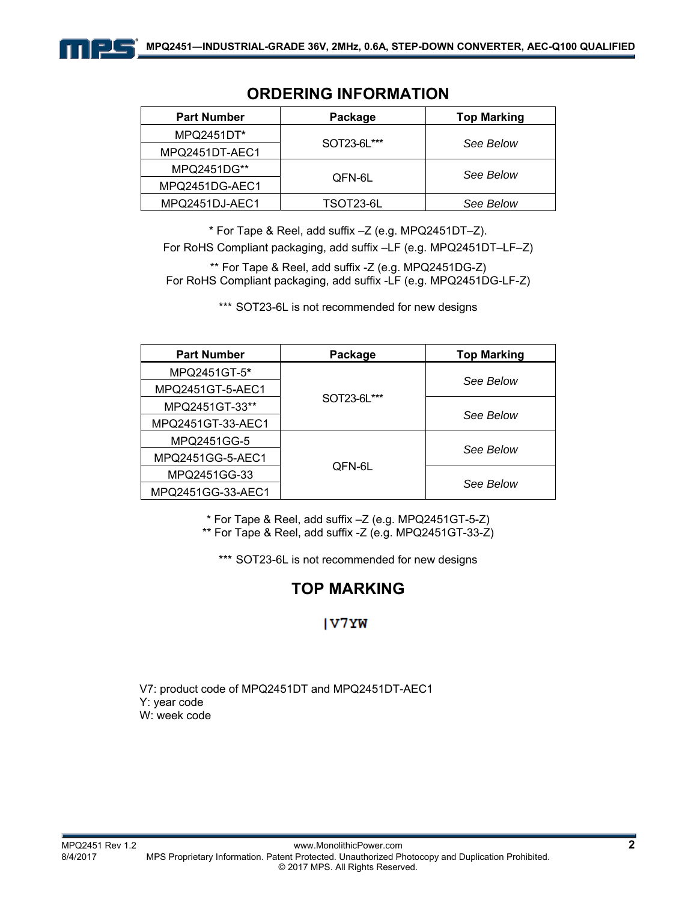## ORDERING INFORMATION

| Part Number | Package | Top Marking |
|---|---|---|
| MPQ2451DT* | SOT23-6L*** | *See Below* |
| MPQ2451DT-AEC1 | | |
| MPQ2451DG** | QFN-6L | *See Below* |
| MPQ2451DG-AEC1 | | |
| MPQ2451DJ-AEC1 | TSOT23-6L | *See Below* |

\* For Tape & Reel, add suffix –Z (e.g. MPQ2451DT–Z).
For RoHS Compliant packaging, add suffix –LF (e.g. MPQ2451DT–LF–Z)

\** For Tape & Reel, add suffix -Z (e.g. MPQ2451DG-Z)
For RoHS Compliant packaging, add suffix -LF (e.g. MPQ2451DG-LF-Z)

\*** SOT23-6L is not recommended for new designs

| Part Number | Package | Top Marking |
|---|---|---|
| MPQ2451GT-5* | SOT23-6L*** | *See Below* |
| MPQ2451GT-5-AEC1 | | |
| MPQ2451GT-33** | | *See Below* |
| MPQ2451GT-33-AEC1 | | |
| MPQ2451GG-5 | QFN-6L | *See Below* |
| MPQ2451GG-5-AEC1 | | |
| MPQ2451GG-33 | | *See Below* |
| MPQ2451GG-33-AEC1 | | |

\* For Tape & Reel, add suffix –Z (e.g. MPQ2451GT-5-Z)
\** For Tape & Reel, add suffix -Z (e.g. MPQ2451GT-33-Z)

\*** SOT23-6L is not recommended for new designs

## TOP MARKING

|V7YW

V7: product code of MPQ2451DT and MPQ2451DT-AEC1
Y: year code
W: week code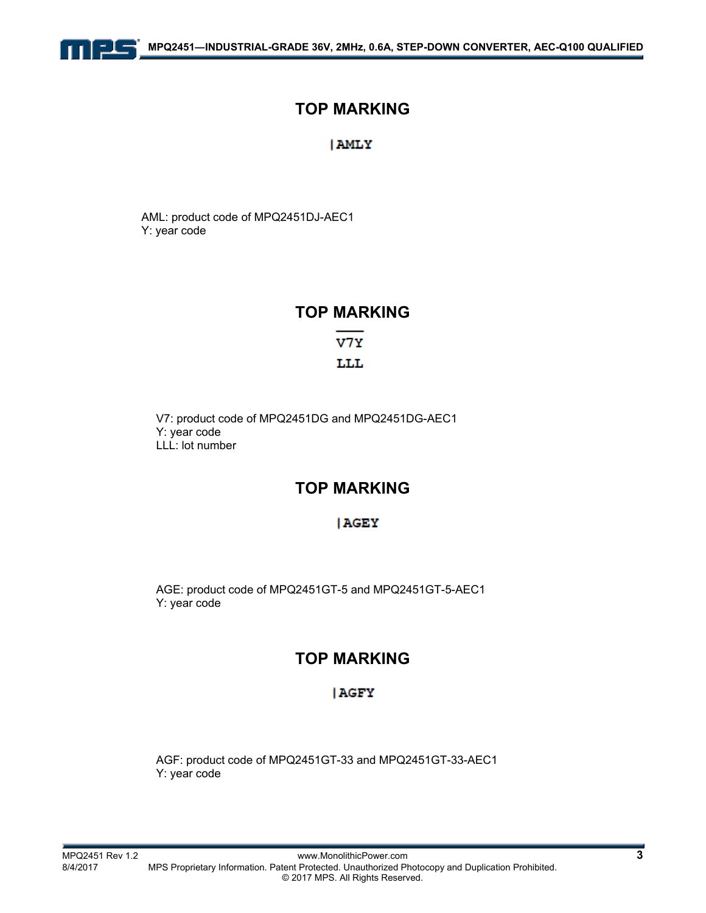## TOP MARKING

|AMLY

AML: product code of MPQ2451DJ-AEC1
Y: year code

## TOP MARKING

V7Y
LLL

V7: product code of MPQ2451DG and MPQ2451DG-AEC1
Y: year code
LLL: lot number

## TOP MARKING

|AGEY

AGE: product code of MPQ2451GT-5 and MPQ2451GT-5-AEC1
Y: year code

## TOP MARKING

|AGFY

AGF: product code of MPQ2451GT-33 and MPQ2451GT-33-AEC1
Y: year code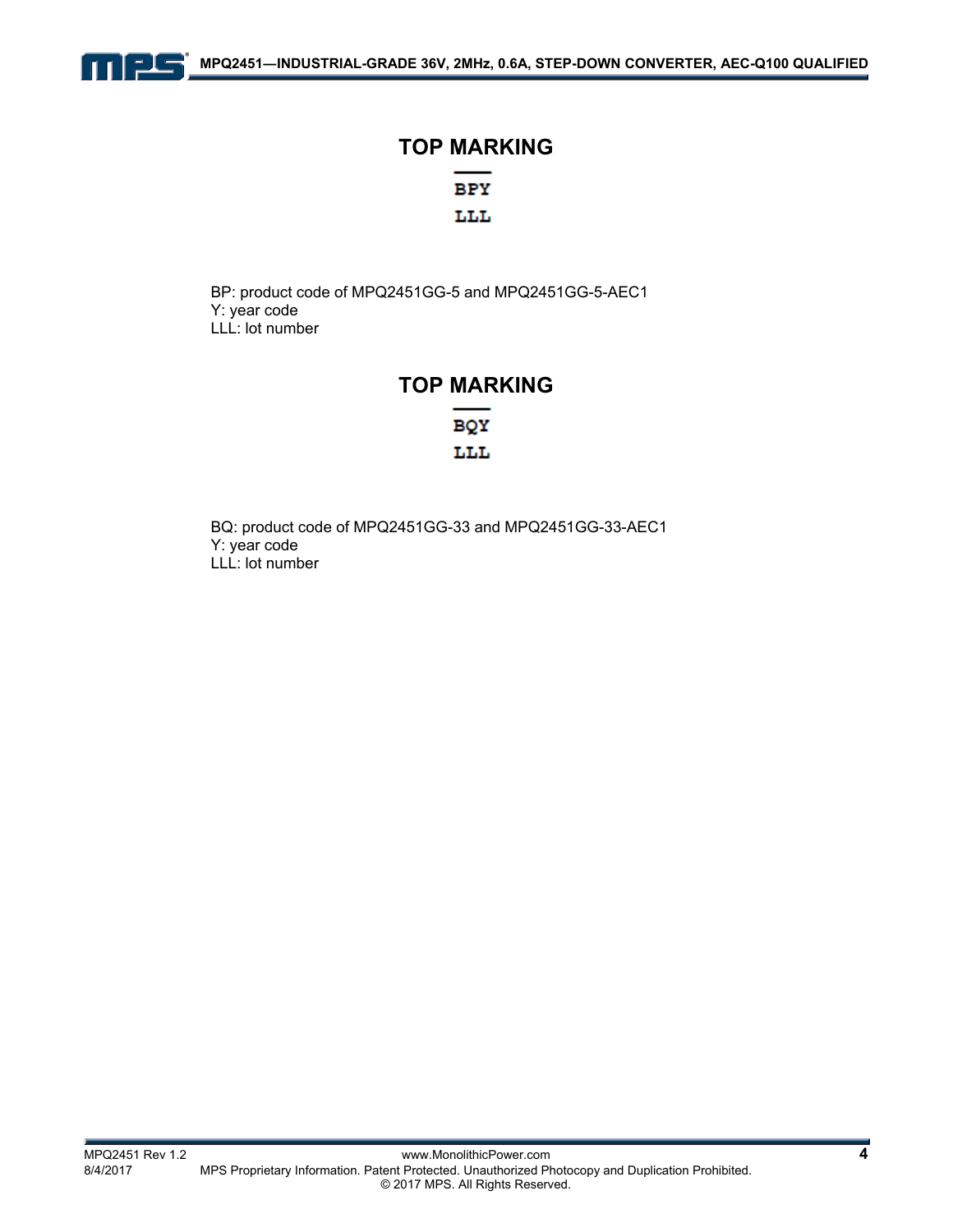## TOP MARKING

BPY
LLL

BP: product code of MPQ2451GG-5 and MPQ2451GG-5-AEC1
Y: year code
LLL: lot number

## TOP MARKING

BQY
LLL

BQ: product code of MPQ2451GG-33 and MPQ2451GG-33-AEC1
Y: year code
LLL: lot number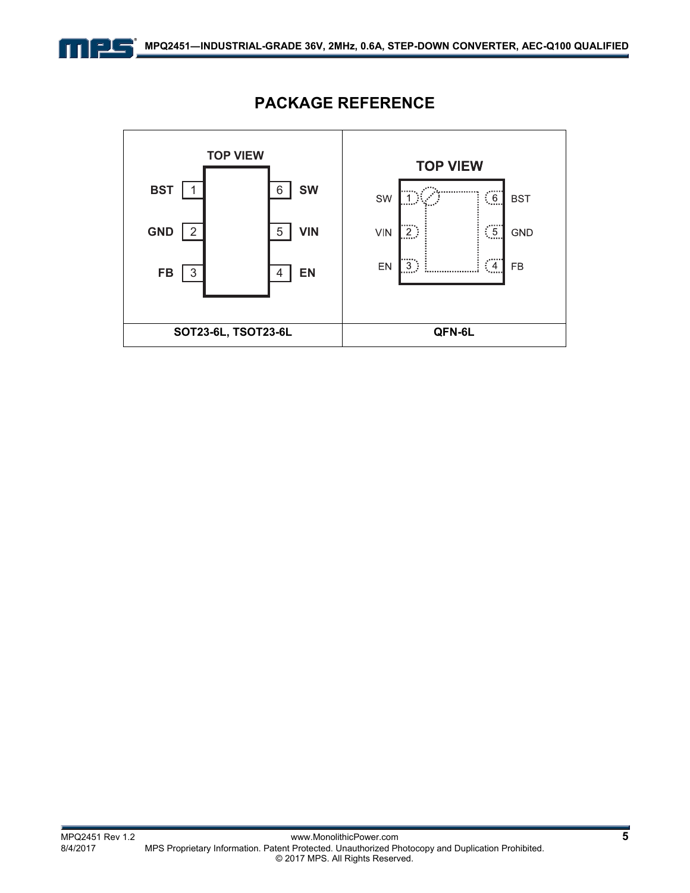## PACKAGE REFERENCE

| TOP VIEW | TOP VIEW |
| --- | --- |
| BST 1 / GND 2 / FB 3 / EN 4 / VIN 5 / SW 6 | SW 1 / VIN 2 / EN 3 / FB 4 / GND 5 / BST 6 |
| **SOT23-6L, TSOT23-6L** | **QFN-6L** |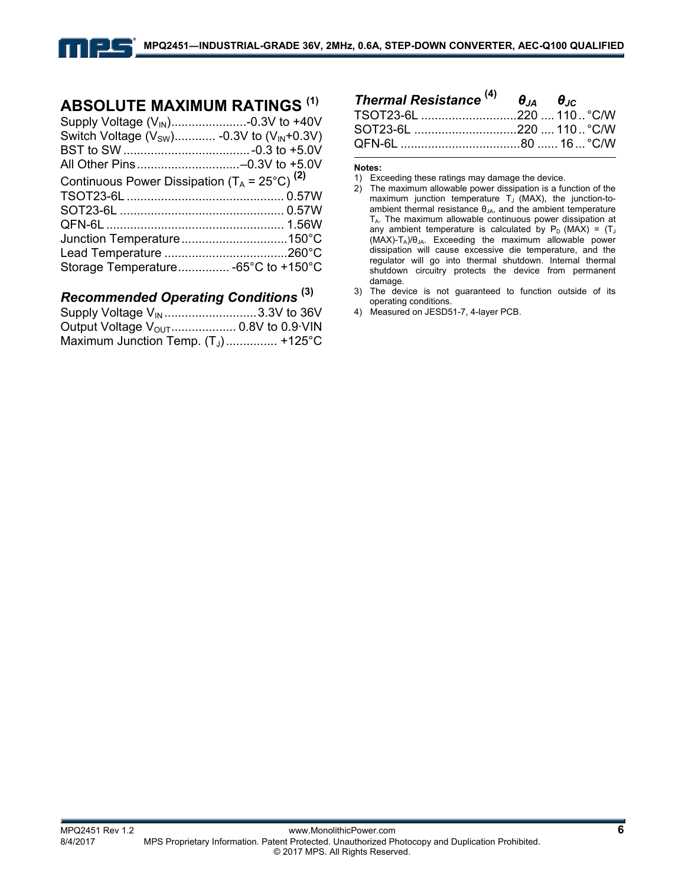## ABSOLUTE MAXIMUM RATINGS [1]

Supply Voltage ($V_{IN}$)......................-0.3V to +40V
Switch Voltage ($V_{SW}$)............ -0.3V to ($V_{IN}$+0.3V)
BST to SW .....................................-0.3 to +5.0V
All Other Pins..............................–0.3V to +5.0V
Continuous Power Dissipation ($T_A$ = 25°C) [2]
TSOT23-6L ............................................. 0.57W
SOT23-6L ................................................ 0.57W
QFN-6L .................................................... 1.56W
Junction Temperature...............................150°C
Lead Temperature ....................................260°C
Storage Temperature............... -65°C to +150°C

### *Recommended Operating Conditions* [3]

Supply Voltage $V_{IN}$...........................3.3V to 36V
Output Voltage $V_{OUT}$................... 0.8V to 0.9·VIN
Maximum Junction Temp. ($T_J$)............... +125°C

### *Thermal Resistance* [4]

| | $\theta_{JA}$ | $\theta_{JC}$ | |
|---|---|---|---|
| TSOT23-6L | 220 | 110 | °C/W |
| SOT23-6L | 220 | 110 | °C/W |
| QFN-6L | 80 | 16 | °C/W |

**Notes:**

1) Exceeding these ratings may damage the device.
2) The maximum allowable power dissipation is a function of the maximum junction temperature $T_J$ (MAX), the junction-to-ambient thermal resistance $\theta_{JA}$, and the ambient temperature $T_A$. The maximum allowable continuous power dissipation at any ambient temperature is calculated by $P_D$ (MAX) = ($T_J$ (MAX)-$T_A$)/$\theta_{JA}$. Exceeding the maximum allowable power dissipation will cause excessive die temperature, and the regulator will go into thermal shutdown. Internal thermal shutdown circuitry protects the device from permanent damage.
3) The device is not guaranteed to function outside of its operating conditions.
4) Measured on JESD51-7, 4-layer PCB.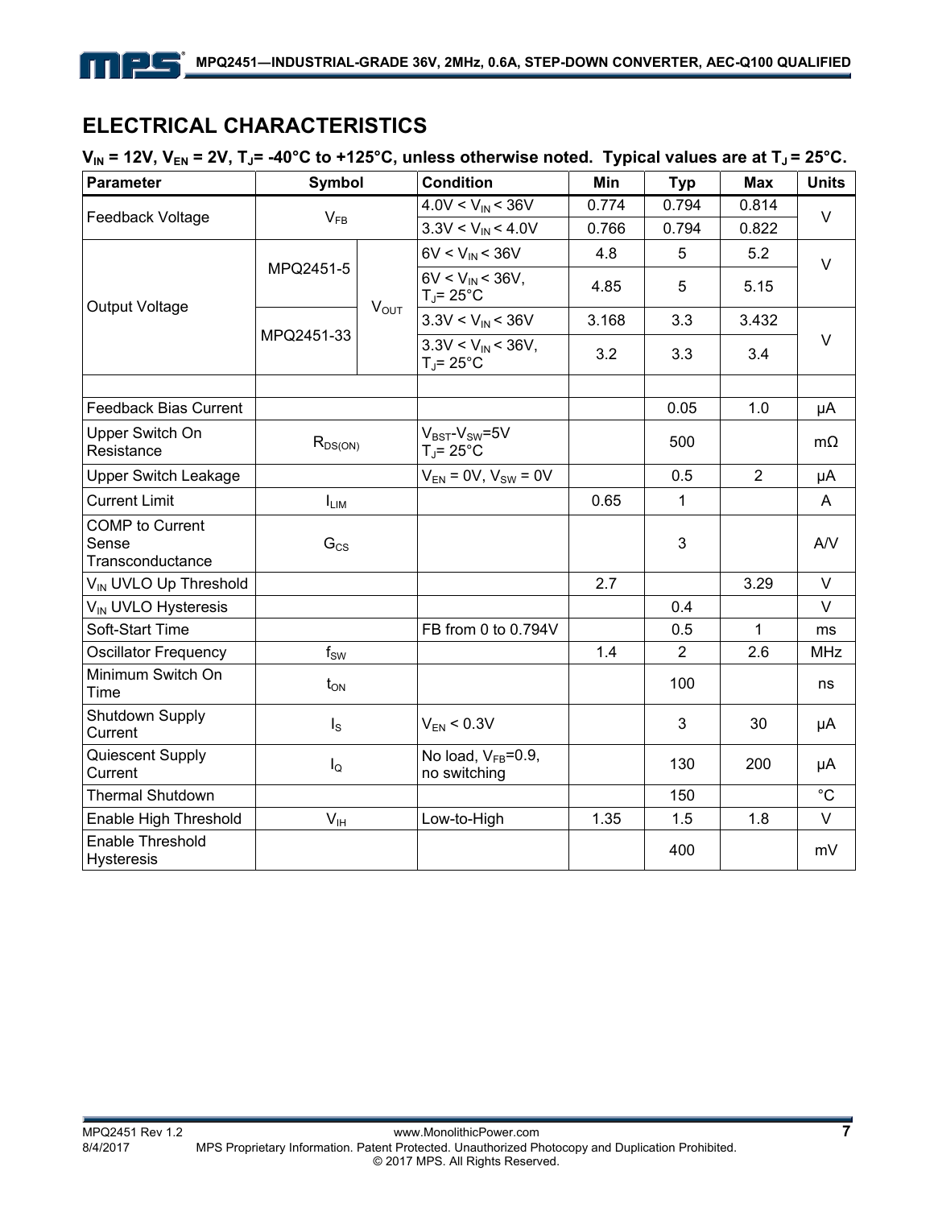## ELECTRICAL CHARACTERISTICS

$V_{IN}$ = 12V, $V_{EN}$ = 2V, $T_J$= -40°C to +125°C, unless otherwise noted. Typical values are at $T_J$ = 25°C.

| Parameter | Symbol | | Condition | Min | Typ | Max | Units |
|---|---|---|---|---|---|---|---|
| Feedback Voltage | $V_{FB}$ | | 4.0V < $V_{IN}$ < 36V | 0.774 | 0.794 | 0.814 | V |
| | | | 3.3V < $V_{IN}$ < 4.0V | 0.766 | 0.794 | 0.822 | |
| Output Voltage | MPQ2451-5 | $V_{OUT}$ | 6V < $V_{IN}$ < 36V | 4.8 | 5 | 5.2 | V |
| | | | 6V < $V_{IN}$ < 36V, $T_J$= 25°C | 4.85 | 5 | 5.15 | |
| | MPQ2451-33 | | 3.3V < $V_{IN}$ < 36V | 3.168 | 3.3 | 3.432 | V |
| | | | 3.3V < $V_{IN}$ < 36V, $T_J$= 25°C | 3.2 | 3.3 | 3.4 | |
| | | | | | | | |
| Feedback Bias Current | | | | | 0.05 | 1.0 | μA |
| Upper Switch On Resistance | $R_{DS(ON)}$ | | $V_{BST}$-$V_{SW}$=5V $T_J$= 25°C | | 500 | | mΩ |
| Upper Switch Leakage | | | $V_{EN}$ = 0V, $V_{SW}$ = 0V | | 0.5 | 2 | μA |
| Current Limit | $I_{LIM}$ | | | 0.65 | 1 | | A |
| COMP to Current Sense Transconductance | $G_{CS}$ | | | | 3 | | A/V |
| $V_{IN}$ UVLO Up Threshold | | | | 2.7 | | 3.29 | V |
| $V_{IN}$ UVLO Hysteresis | | | | | 0.4 | | V |
| Soft-Start Time | | | FB from 0 to 0.794V | | 0.5 | 1 | ms |
| Oscillator Frequency | $f_{SW}$ | | | 1.4 | 2 | 2.6 | MHz |
| Minimum Switch On Time | $t_{ON}$ | | | | 100 | | ns |
| Shutdown Supply Current | $I_S$ | | $V_{EN}$ < 0.3V | | 3 | 30 | μA |
| Quiescent Supply Current | $I_Q$ | | No load, $V_{FB}$=0.9, no switching | | 130 | 200 | μA |
| Thermal Shutdown | | | | | 150 | | °C |
| Enable High Threshold | $V_{IH}$ | | Low-to-High | 1.35 | 1.5 | 1.8 | V |
| Enable Threshold Hysteresis | | | | | 400 | | mV |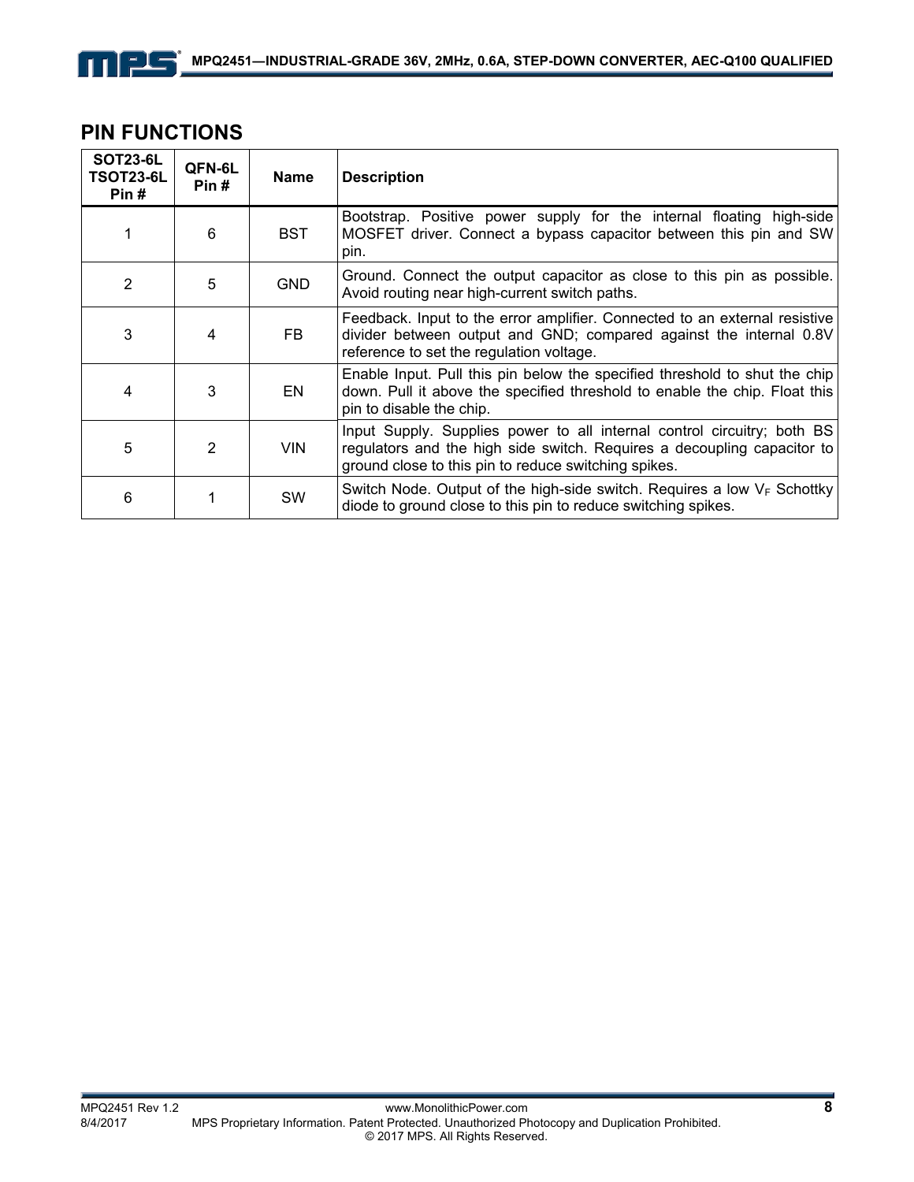## PIN FUNCTIONS

| SOT23-6L TSOT23-6L Pin # | QFN-6L Pin # | Name | Description |
|---|---|---|---|
| 1 | 6 | BST | Bootstrap. Positive power supply for the internal floating high-side MOSFET driver. Connect a bypass capacitor between this pin and SW pin. |
| 2 | 5 | GND | Ground. Connect the output capacitor as close to this pin as possible. Avoid routing near high-current switch paths. |
| 3 | 4 | FB | Feedback. Input to the error amplifier. Connected to an external resistive divider between output and GND; compared against the internal 0.8V reference to set the regulation voltage. |
| 4 | 3 | EN | Enable Input. Pull this pin below the specified threshold to shut the chip down. Pull it above the specified threshold to enable the chip. Float this pin to disable the chip. |
| 5 | 2 | VIN | Input Supply. Supplies power to all internal control circuitry; both BS regulators and the high side switch. Requires a decoupling capacitor to ground close to this pin to reduce switching spikes. |
| 6 | 1 | SW | Switch Node. Output of the high-side switch. Requires a low $V_F$ Schottky diode to ground close to this pin to reduce switching spikes. |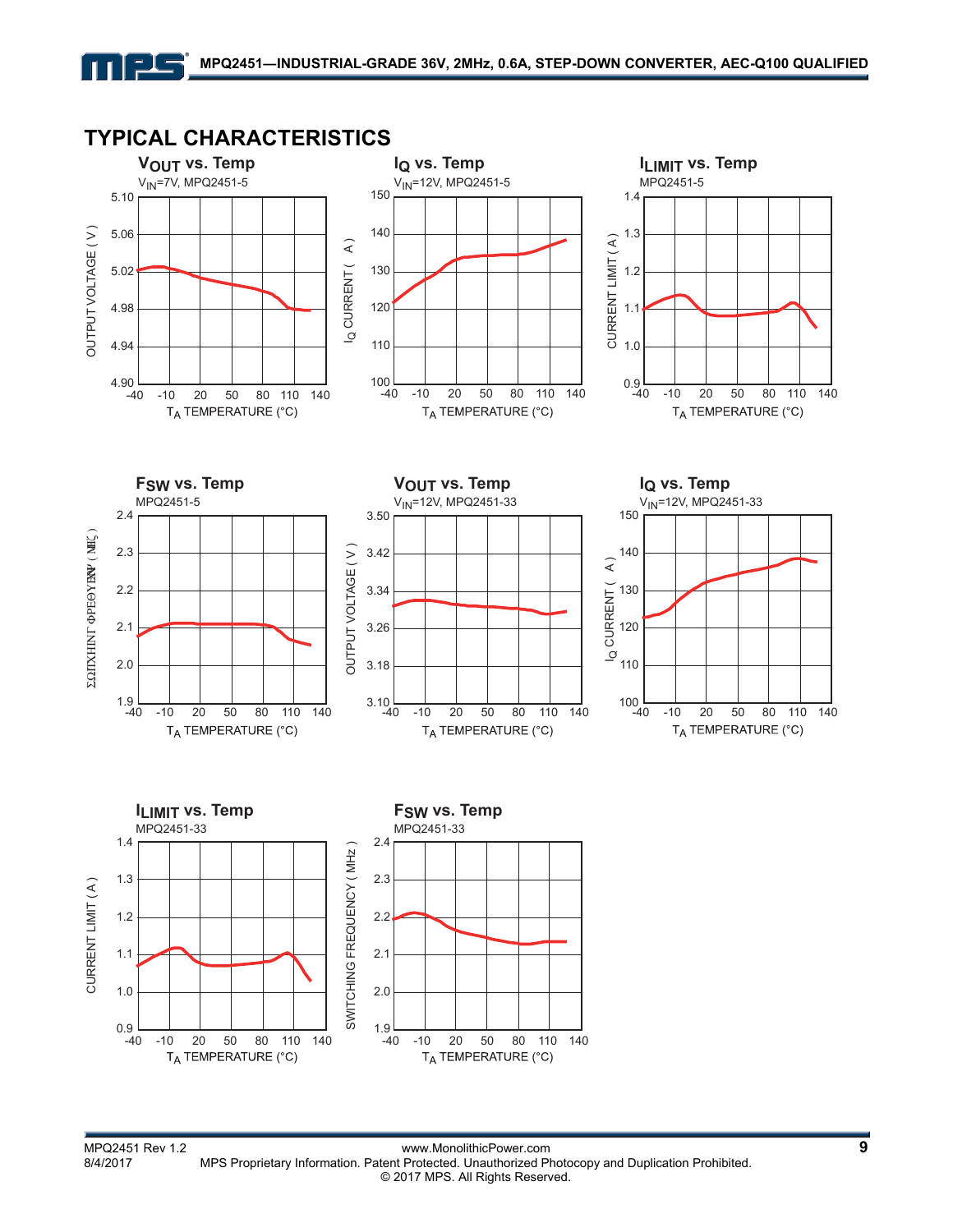## TYPICAL CHARACTERISTICS

**$V_{OUT}$ vs. Temp**

$V_{IN}$=7V, MPQ2451-5

OUTPUT VOLTAGE ( V ) — 4.90, 4.94, 4.98, 5.02, 5.06, 5.10

$T_A$ TEMPERATURE (°C) — -40, -10, 20, 50, 80, 110, 140

**$I_Q$ vs. Temp**

$V_{IN}$=12V, MPQ2451-5

$I_Q$ CURRENT ( A) — 100, 110, 120, 130, 140, 150

$T_A$ TEMPERATURE (°C) — -40, -10, 20, 50, 80, 110, 140

**$I_{LIMIT}$ vs. Temp**

MPQ2451-5

CURRENT LIMIT ( A ) — 0.9, 1.0, 1.1, 1.2, 1.3, 1.4

$T_A$ TEMPERATURE (°C) — -40, -10, 20, 50, 80, 110, 140

**$F_{SW}$ vs. Temp**

MPQ2451-5

SWITCHING FREQUENCY ( MHz ) — 1.9, 2.0, 2.1, 2.2, 2.3, 2.4

$T_A$ TEMPERATURE (°C) — -40, -10, 20, 50, 80, 110, 140

**$V_{OUT}$ vs. Temp**

$V_{IN}$=12V, MPQ2451-33

OUTPUT VOLTAGE ( V ) — 3.10, 3.18, 3.26, 3.34, 3.42, 3.50

$T_A$ TEMPERATURE (°C) — -40, -10, 20, 50, 80, 110, 140

**$I_Q$ vs. Temp**

$V_{IN}$=12V, MPQ2451-33

$I_Q$ CURRENT ( A) — 100, 110, 120, 130, 140, 150

$T_A$ TEMPERATURE (°C) — -40, -10, 20, 50, 80, 110, 140

**$I_{LIMIT}$ vs. Temp**

MPQ2451-33

CURRENT LIMIT ( A ) — 0.9, 1.0, 1.1, 1.2, 1.3, 1.4

$T_A$ TEMPERATURE (°C) — -40, -10, 20, 50, 80, 110, 140

**$F_{SW}$ vs. Temp**

MPQ2451-33

SWITCHING FREQUENCY ( MHz ) — 1.9, 2.0, 2.1, 2.2, 2.3, 2.4

$T_A$ TEMPERATURE (°C) — -40, -10, 20, 50, 80, 110, 140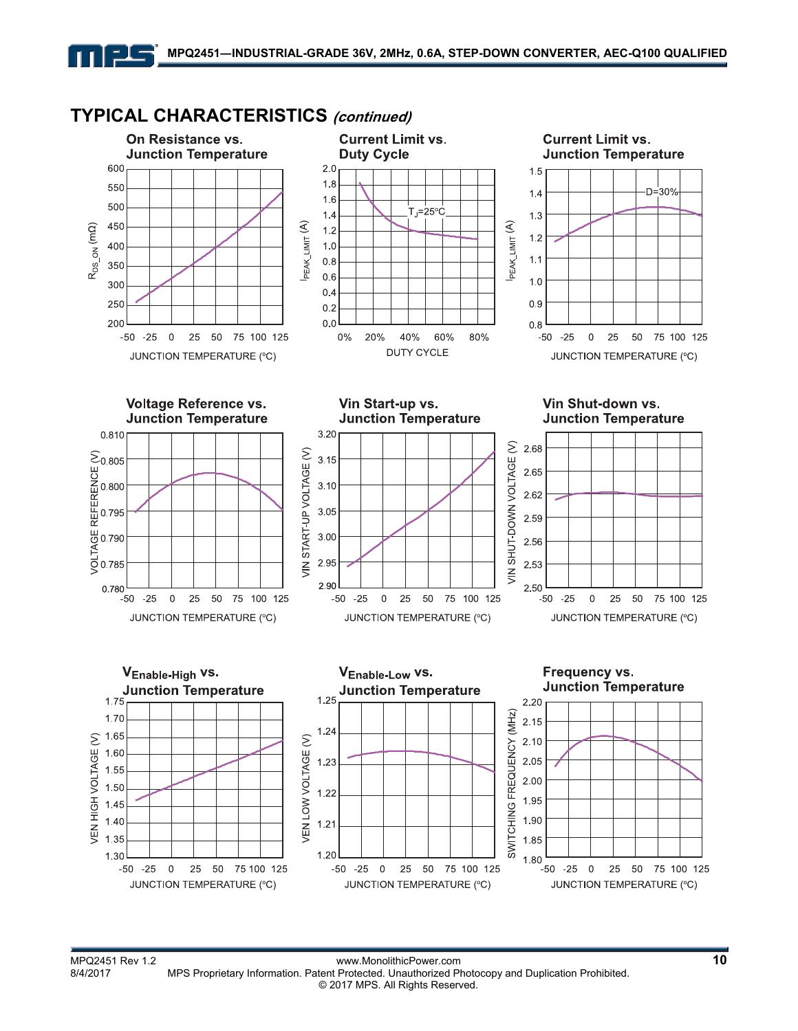## TYPICAL CHARACTERISTICS *(continued)*

**On Resistance vs. Junction Temperature**

**Current Limit vs. Duty Cycle**

**Current Limit vs. Junction Temperature**

**Voltage Reference vs. Junction Temperature**

**Vin Start-up vs. Junction Temperature**

**Vin Shut-down vs. Junction Temperature**

**$V_{Enable-High}$ vs. Junction Temperature**

**$V_{Enable-Low}$ vs. Junction Temperature**

**Frequency vs. Junction Temperature**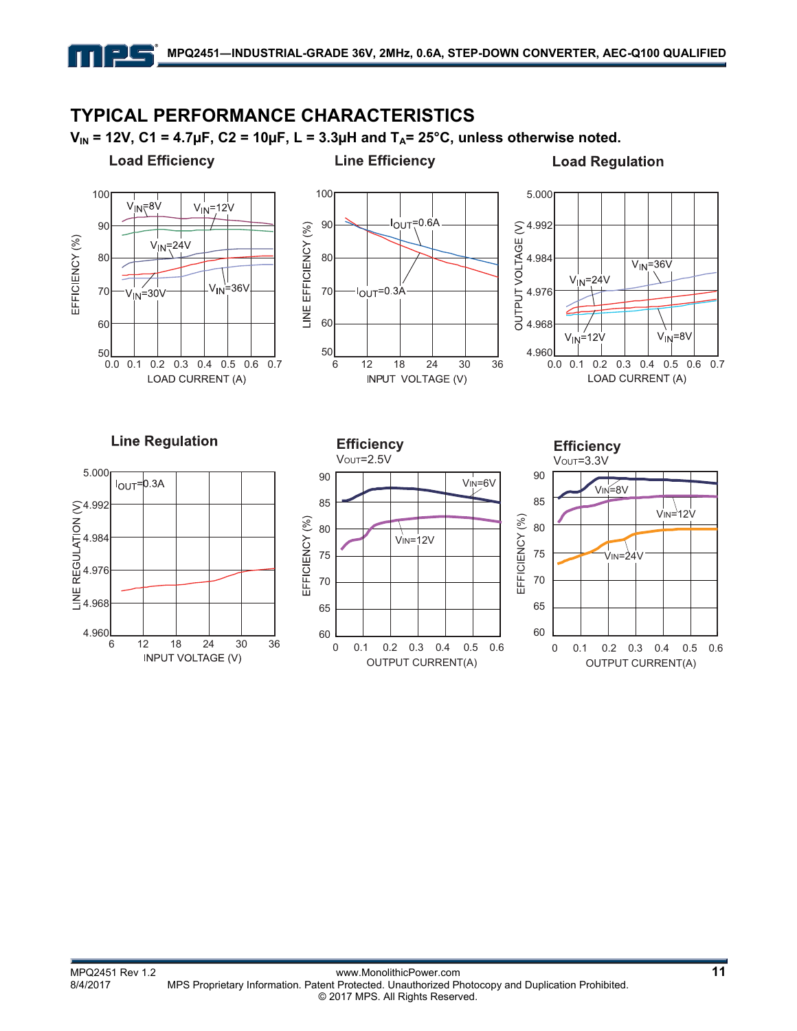# TYPICAL PERFORMANCE CHARACTERISTICS

**$V_{IN}$ = 12V, C1 = 4.7μF, C2 = 10μF, L = 3.3μH and $T_A$= 25°C, unless otherwise noted.**

**Load Efficiency**

**Line Efficiency**

**Load Regulation**

**Line Regulation**

**Efficiency**
$V_{OUT}$=2.5V

**Efficiency**
$V_{OUT}$=3.3V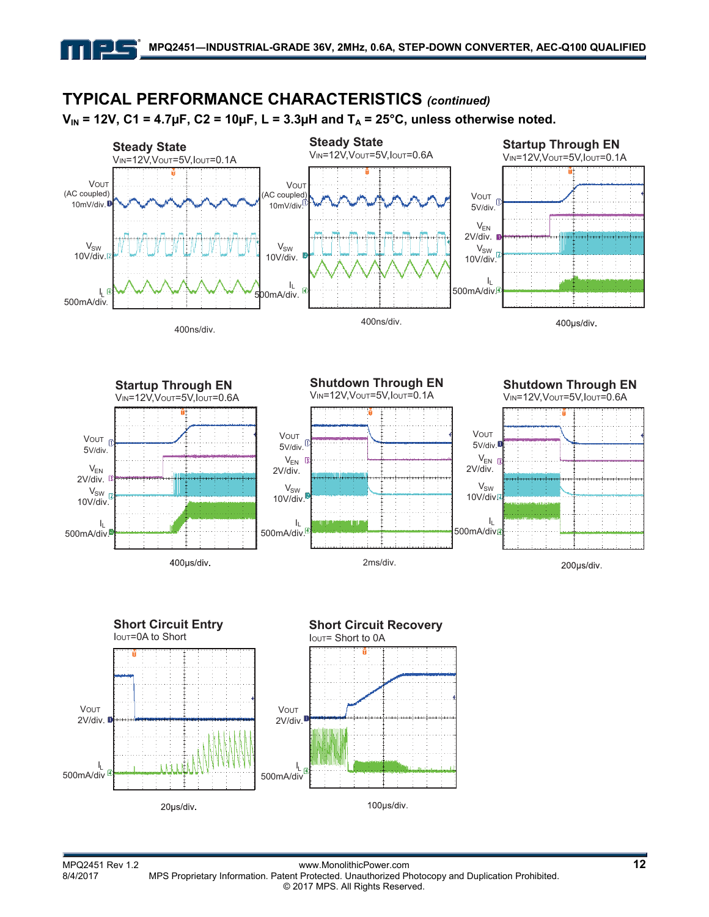## TYPICAL PERFORMANCE CHARACTERISTICS *(continued)*

**$V_{IN}$ = 12V, C1 = 4.7µF, C2 = 10µF, L = 3.3µH and $T_A$ = 25°C, unless otherwise noted.**

**Steady State**
$V_{IN}$=12V,$V_{OUT}$=5V,$I_{OUT}$=0.1A

$V_{OUT}$ (AC coupled) 10mV/div.
$V_{SW}$ 10V/div.
$I_L$ 500mA/div.

400ns/div.

**Steady State**
$V_{IN}$=12V,$V_{OUT}$=5V,$I_{OUT}$=0.6A

$V_{OUT}$ (AC coupled) 10mV/div.
$V_{SW}$ 10V/div.
$I_L$ 500mA/div.

400ns/div.

**Startup Through EN**
$V_{IN}$=12V,$V_{OUT}$=5V,$I_{OUT}$=0.1A

$V_{OUT}$ 5V/div.
$V_{EN}$ 2V/div.
$V_{SW}$ 10V/div.
$I_L$ 500mA/div.

400µs/div.

**Startup Through EN**
$V_{IN}$=12V,$V_{OUT}$=5V,$I_{OUT}$=0.6A

$V_{OUT}$ 5V/div.
$V_{EN}$ 2V/div.
$V_{SW}$ 10V/div.
$I_L$ 500mA/div.

400µs/div.

**Shutdown Through EN**
$V_{IN}$=12V,$V_{OUT}$=5V,$I_{OUT}$=0.1A

$V_{OUT}$ 5V/div.
$V_{EN}$ 2V/div.
$V_{SW}$ 10V/div.
$I_L$ 500mA/div.

2ms/div.

**Shutdown Through EN**
$V_{IN}$=12V,$V_{OUT}$=5V,$I_{OUT}$=0.6A

$V_{OUT}$ 5V/div.
$V_{EN}$ 2V/div.
$V_{SW}$ 10V/div.
$I_L$ 500mA/div

200µs/div.

**Short Circuit Entry**
$I_{OUT}$=0A to Short

$V_{OUT}$ 2V/div.
$I_L$ 500mA/div

20µs/div.

**Short Circuit Recovery**
$I_{OUT}$= Short to 0A

$V_{OUT}$ 2V/div.
$I_L$ 500mA/div

100µs/div.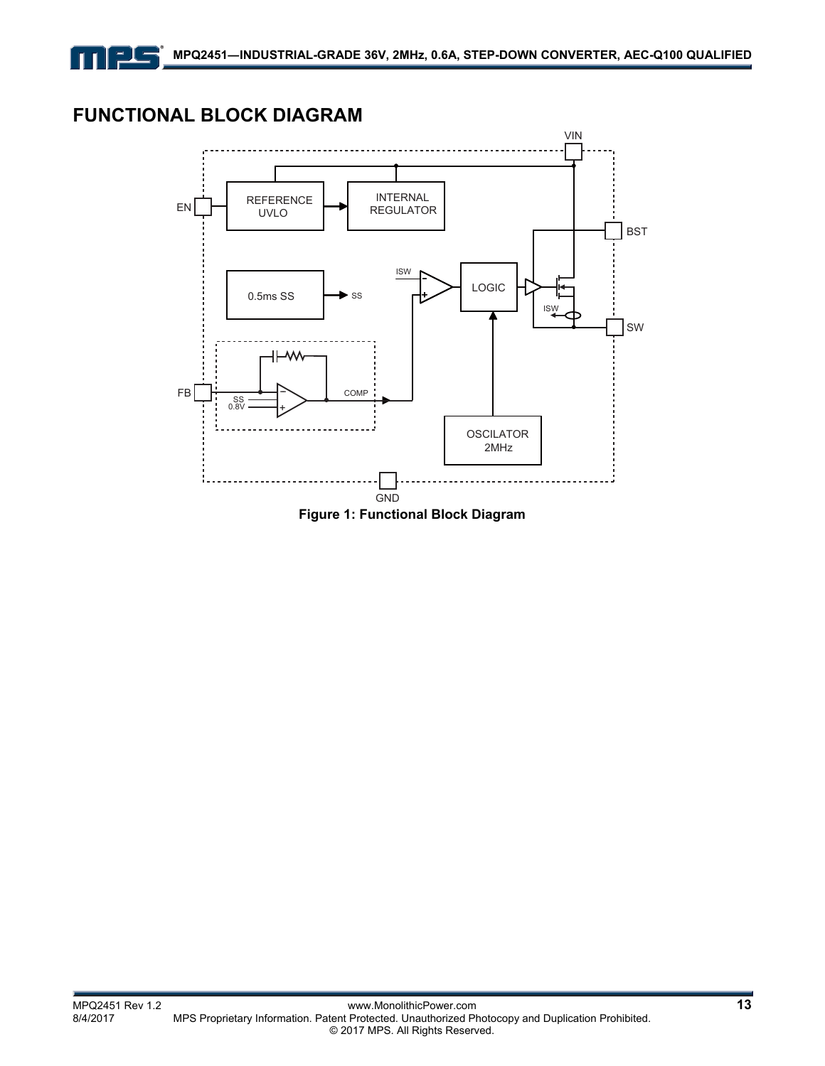## FUNCTIONAL BLOCK DIAGRAM

**Figure 1: Functional Block Diagram**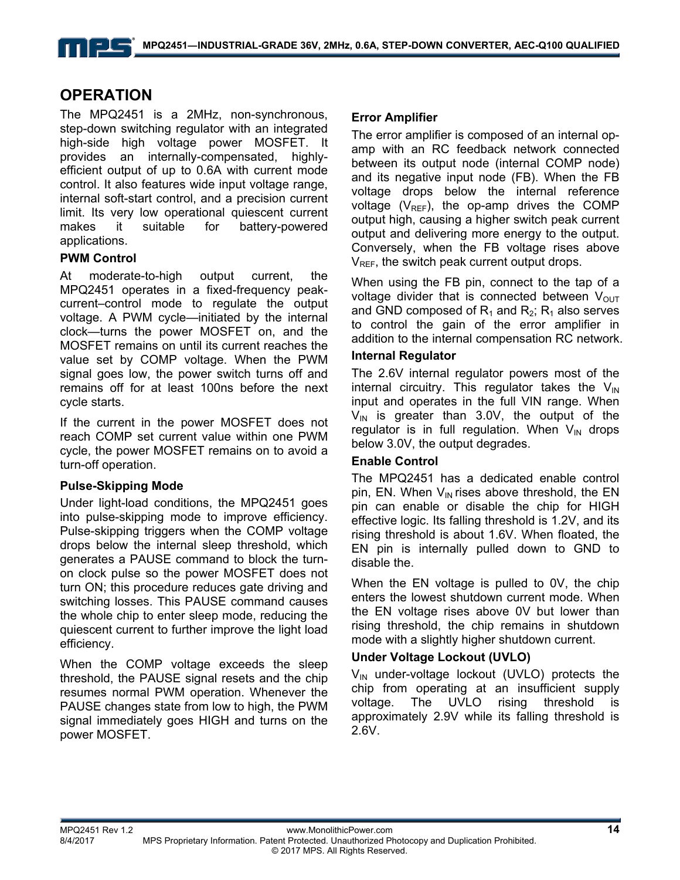## OPERATION

The MPQ2451 is a 2MHz, non-synchronous, step-down switching regulator with an integrated high-side high voltage power MOSFET. It provides an internally-compensated, highly-efficient output of up to 0.6A with current mode control. It also features wide input voltage range, internal soft-start control, and a precision current limit. Its very low operational quiescent current makes it suitable for battery-powered applications.

### PWM Control

At moderate-to-high output current, the MPQ2451 operates in a fixed-frequency peak-current–control mode to regulate the output voltage. A PWM cycle—initiated by the internal clock—turns the power MOSFET on, and the MOSFET remains on until its current reaches the value set by COMP voltage. When the PWM signal goes low, the power switch turns off and remains off for at least 100ns before the next cycle starts.

If the current in the power MOSFET does not reach COMP set current value within one PWM cycle, the power MOSFET remains on to avoid a turn-off operation.

### Pulse-Skipping Mode

Under light-load conditions, the MPQ2451 goes into pulse-skipping mode to improve efficiency. Pulse-skipping triggers when the COMP voltage drops below the internal sleep threshold, which generates a PAUSE command to block the turn-on clock pulse so the power MOSFET does not turn ON; this procedure reduces gate driving and switching losses. This PAUSE command causes the whole chip to enter sleep mode, reducing the quiescent current to further improve the light load efficiency.

When the COMP voltage exceeds the sleep threshold, the PAUSE signal resets and the chip resumes normal PWM operation. Whenever the PAUSE changes state from low to high, the PWM signal immediately goes HIGH and turns on the power MOSFET.

### Error Amplifier

The error amplifier is composed of an internal op-amp with an RC feedback network connected between its output node (internal COMP node) and its negative input node (FB). When the FB voltage drops below the internal reference voltage ($V_{REF}$), the op-amp drives the COMP output high, causing a higher switch peak current output and delivering more energy to the output. Conversely, when the FB voltage rises above $V_{REF}$, the switch peak current output drops.

When using the FB pin, connect to the tap of a voltage divider that is connected between $V_{OUT}$ and GND composed of $R_1$ and $R_2$; $R_1$ also serves to control the gain of the error amplifier in addition to the internal compensation RC network.

### Internal Regulator

The 2.6V internal regulator powers most of the internal circuitry. This regulator takes the $V_{IN}$ input and operates in the full VIN range. When $V_{IN}$ is greater than 3.0V, the output of the regulator is in full regulation. When $V_{IN}$ drops below 3.0V, the output degrades.

### Enable Control

The MPQ2451 has a dedicated enable control pin, EN. When $V_{IN}$ rises above threshold, the EN pin can enable or disable the chip for HIGH effective logic. Its falling threshold is 1.2V, and its rising threshold is about 1.6V. When floated, the EN pin is internally pulled down to GND to disable the.

When the EN voltage is pulled to 0V, the chip enters the lowest shutdown current mode. When the EN voltage rises above 0V but lower than rising threshold, the chip remains in shutdown mode with a slightly higher shutdown current.

### Under Voltage Lockout (UVLO)

$V_{IN}$ under-voltage lockout (UVLO) protects the chip from operating at an insufficient supply voltage. The UVLO rising threshold is approximately 2.9V while its falling threshold is 2.6V.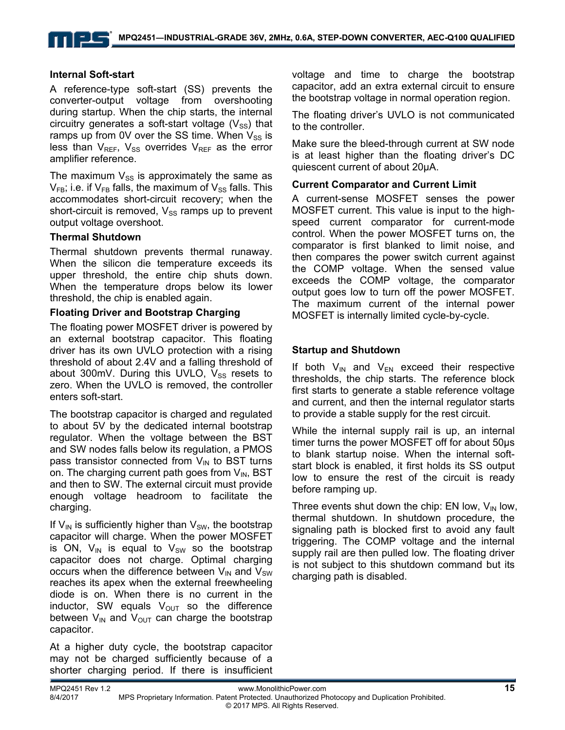### Internal Soft-start

A reference-type soft-start (SS) prevents the converter-output voltage from overshooting during startup. When the chip starts, the internal circuitry generates a soft-start voltage ($V_{SS}$) that ramps up from 0V over the SS time. When $V_{SS}$ is less than $V_{REF}$, $V_{SS}$ overrides $V_{REF}$ as the error amplifier reference.

The maximum $V_{SS}$ is approximately the same as $V_{FB}$; i.e. if $V_{FB}$ falls, the maximum of $V_{SS}$ falls. This accommodates short-circuit recovery; when the short-circuit is removed, $V_{SS}$ ramps up to prevent output voltage overshoot.

### Thermal Shutdown

Thermal shutdown prevents thermal runaway. When the silicon die temperature exceeds its upper threshold, the entire chip shuts down. When the temperature drops below its lower threshold, the chip is enabled again.

### Floating Driver and Bootstrap Charging

The floating power MOSFET driver is powered by an external bootstrap capacitor. This floating driver has its own UVLO protection with a rising threshold of about 2.4V and a falling threshold of about 300mV. During this UVLO, $V_{SS}$ resets to zero. When the UVLO is removed, the controller enters soft-start.

The bootstrap capacitor is charged and regulated to about 5V by the dedicated internal bootstrap regulator. When the voltage between the BST and SW nodes falls below its regulation, a PMOS pass transistor connected from $V_{IN}$ to BST turns on. The charging current path goes from $V_{IN}$, BST and then to SW. The external circuit must provide enough voltage headroom to facilitate the charging.

If $V_{IN}$ is sufficiently higher than $V_{SW}$, the bootstrap capacitor will charge. When the power MOSFET is ON, $V_{IN}$ is equal to $V_{SW}$ so the bootstrap capacitor does not charge. Optimal charging occurs when the difference between $V_{IN}$ and $V_{SW}$ reaches its apex when the external freewheeling diode is on. When there is no current in the inductor, SW equals $V_{OUT}$ so the difference between $V_{IN}$ and $V_{OUT}$ can charge the bootstrap capacitor.

At a higher duty cycle, the bootstrap capacitor may not be charged sufficiently because of a shorter charging period. If there is insufficient voltage and time to charge the bootstrap capacitor, add an extra external circuit to ensure the bootstrap voltage in normal operation region.

The floating driver's UVLO is not communicated to the controller.

Make sure the bleed-through current at SW node is at least higher than the floating driver's DC quiescent current of about 20μA.

### Current Comparator and Current Limit

A current-sense MOSFET senses the power MOSFET current. This value is input to the high-speed current comparator for current-mode control. When the power MOSFET turns on, the comparator is first blanked to limit noise, and then compares the power switch current against the COMP voltage. When the sensed value exceeds the COMP voltage, the comparator output goes low to turn off the power MOSFET. The maximum current of the internal power MOSFET is internally limited cycle-by-cycle.

### Startup and Shutdown

If both $V_{IN}$ and $V_{EN}$ exceed their respective thresholds, the chip starts. The reference block first starts to generate a stable reference voltage and current, and then the internal regulator starts to provide a stable supply for the rest circuit.

While the internal supply rail is up, an internal timer turns the power MOSFET off for about 50μs to blank startup noise. When the internal soft-start block is enabled, it first holds its SS output low to ensure the rest of the circuit is ready before ramping up.

Three events shut down the chip: EN low, $V_{IN}$ low, thermal shutdown. In shutdown procedure, the signaling path is blocked first to avoid any fault triggering. The COMP voltage and the internal supply rail are then pulled low. The floating driver is not subject to this shutdown command but its charging path is disabled.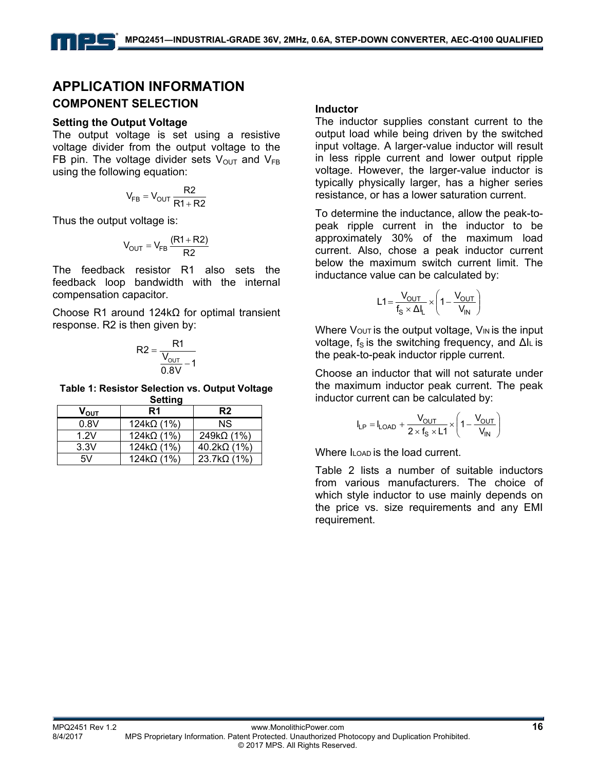# APPLICATION INFORMATION

## COMPONENT SELECTION

### Setting the Output Voltage

The output voltage is set using a resistive voltage divider from the output voltage to the FB pin. The voltage divider sets $V_{OUT}$ and $V_{FB}$ using the following equation:

$$V_{FB} = V_{OUT} \frac{R2}{R1 + R2}$$

Thus the output voltage is:

$$V_{OUT} = V_{FB} \frac{(R1 + R2)}{R2}$$

The feedback resistor R1 also sets the feedback loop bandwidth with the internal compensation capacitor.

Choose R1 around 124kΩ for optimal transient response. R2 is then given by:

$$R2 = \frac{R1}{\frac{V_{OUT}}{0.8V} - 1}$$

**Table 1: Resistor Selection vs. Output Voltage Setting**

| $V_{OUT}$ | R1 | R2 |
|---|---|---|
| 0.8V | 124kΩ (1%) | NS |
| 1.2V | 124kΩ (1%) | 249kΩ (1%) |
| 3.3V | 124kΩ (1%) | 40.2kΩ (1%) |
| 5V | 124kΩ (1%) | 23.7kΩ (1%) |

### Inductor

The inductor supplies constant current to the output load while being driven by the switched input voltage. A larger-value inductor will result in less ripple current and lower output ripple voltage. However, the larger-value inductor is typically physically larger, has a higher series resistance, or has a lower saturation current.

To determine the inductance, allow the peak-to-peak ripple current in the inductor to be approximately 30% of the maximum load current. Also, chose a peak inductor current below the maximum switch current limit. The inductance value can be calculated by:

$$L1 = \frac{V_{OUT}}{f_S \times \Delta I_L} \times \left(1 - \frac{V_{OUT}}{V_{IN}}\right)$$

Where $V_{OUT}$ is the output voltage, $V_{IN}$ is the input voltage, $f_S$ is the switching frequency, and $\Delta I_L$ is the peak-to-peak inductor ripple current.

Choose an inductor that will not saturate under the maximum inductor peak current. The peak inductor current can be calculated by:

$$I_{LP} = I_{LOAD} + \frac{V_{OUT}}{2 \times f_S \times L1} \times \left(1 - \frac{V_{OUT}}{V_{IN}}\right)$$

Where $I_{LOAD}$ is the load current.

Table 2 lists a number of suitable inductors from various manufacturers. The choice of which style inductor to use mainly depends on the price vs. size requirements and any EMI requirement.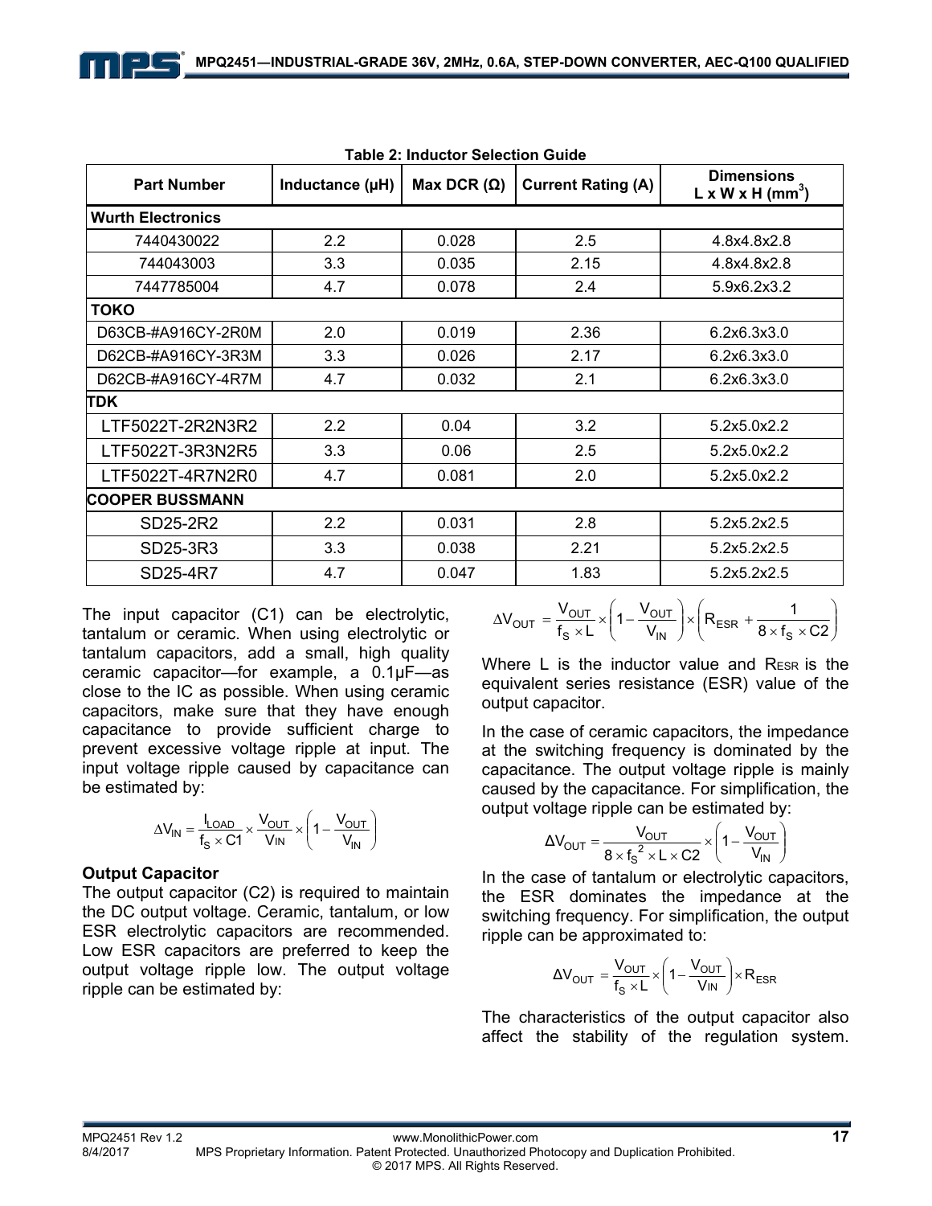**Table 2: Inductor Selection Guide**

| Part Number | Inductance (μH) | Max DCR (Ω) | Current Rating (A) | Dimensions L x W x H (mm$^3$) |
|---|---|---|---|---|
| **Wurth Electronics** | | | | |
| 7440430022 | 2.2 | 0.028 | 2.5 | 4.8x4.8x2.8 |
| 744043003 | 3.3 | 0.035 | 2.15 | 4.8x4.8x2.8 |
| 7447785004 | 4.7 | 0.078 | 2.4 | 5.9x6.2x3.2 |
| **TOKO** | | | | |
| D63CB-#A916CY-2R0M | 2.0 | 0.019 | 2.36 | 6.2x6.3x3.0 |
| D62CB-#A916CY-3R3M | 3.3 | 0.026 | 2.17 | 6.2x6.3x3.0 |
| D62CB-#A916CY-4R7M | 4.7 | 0.032 | 2.1 | 6.2x6.3x3.0 |
| **TDK** | | | | |
| LTF5022T-2R2N3R2 | 2.2 | 0.04 | 3.2 | 5.2x5.0x2.2 |
| LTF5022T-3R3N2R5 | 3.3 | 0.06 | 2.5 | 5.2x5.0x2.2 |
| LTF5022T-4R7N2R0 | 4.7 | 0.081 | 2.0 | 5.2x5.0x2.2 |
| **COOPER BUSSMANN** | | | | |
| SD25-2R2 | 2.2 | 0.031 | 2.8 | 5.2x5.2x2.5 |
| SD25-3R3 | 3.3 | 0.038 | 2.21 | 5.2x5.2x2.5 |
| SD25-4R7 | 4.7 | 0.047 | 1.83 | 5.2x5.2x2.5 |

The input capacitor (C1) can be electrolytic, tantalum or ceramic. When using electrolytic or tantalum capacitors, add a small, high quality ceramic capacitor—for example, a 0.1μF—as close to the IC as possible. When using ceramic capacitors, make sure that they have enough capacitance to provide sufficient charge to prevent excessive voltage ripple at input. The input voltage ripple caused by capacitance can be estimated by:

$$\Delta V_{IN} = \frac{I_{LOAD}}{f_S \times C1} \times \frac{V_{OUT}}{V_{IN}} \times \left(1 - \frac{V_{OUT}}{V_{IN}}\right)$$

### Output Capacitor

The output capacitor (C2) is required to maintain the DC output voltage. Ceramic, tantalum, or low ESR electrolytic capacitors are recommended. Low ESR capacitors are preferred to keep the output voltage ripple low. The output voltage ripple can be estimated by:

$$\Delta V_{OUT} = \frac{V_{OUT}}{f_S \times L} \times \left(1 - \frac{V_{OUT}}{V_{IN}}\right) \times \left(R_{ESR} + \frac{1}{8 \times f_S \times C2}\right)$$

Where L is the inductor value and $R_{ESR}$ is the equivalent series resistance (ESR) value of the output capacitor.

In the case of ceramic capacitors, the impedance at the switching frequency is dominated by the capacitance. The output voltage ripple is mainly caused by the capacitance. For simplification, the output voltage ripple can be estimated by:

$$\Delta V_{OUT} = \frac{V_{OUT}}{8 \times f_S^2 \times L \times C2} \times \left(1 - \frac{V_{OUT}}{V_{IN}}\right)$$

In the case of tantalum or electrolytic capacitors, the ESR dominates the impedance at the switching frequency. For simplification, the output ripple can be approximated to:

$$\Delta V_{OUT} = \frac{V_{OUT}}{f_S \times L} \times \left(1 - \frac{V_{OUT}}{V_{IN}}\right) \times R_{ESR}$$

The characteristics of the output capacitor also affect the stability of the regulation system.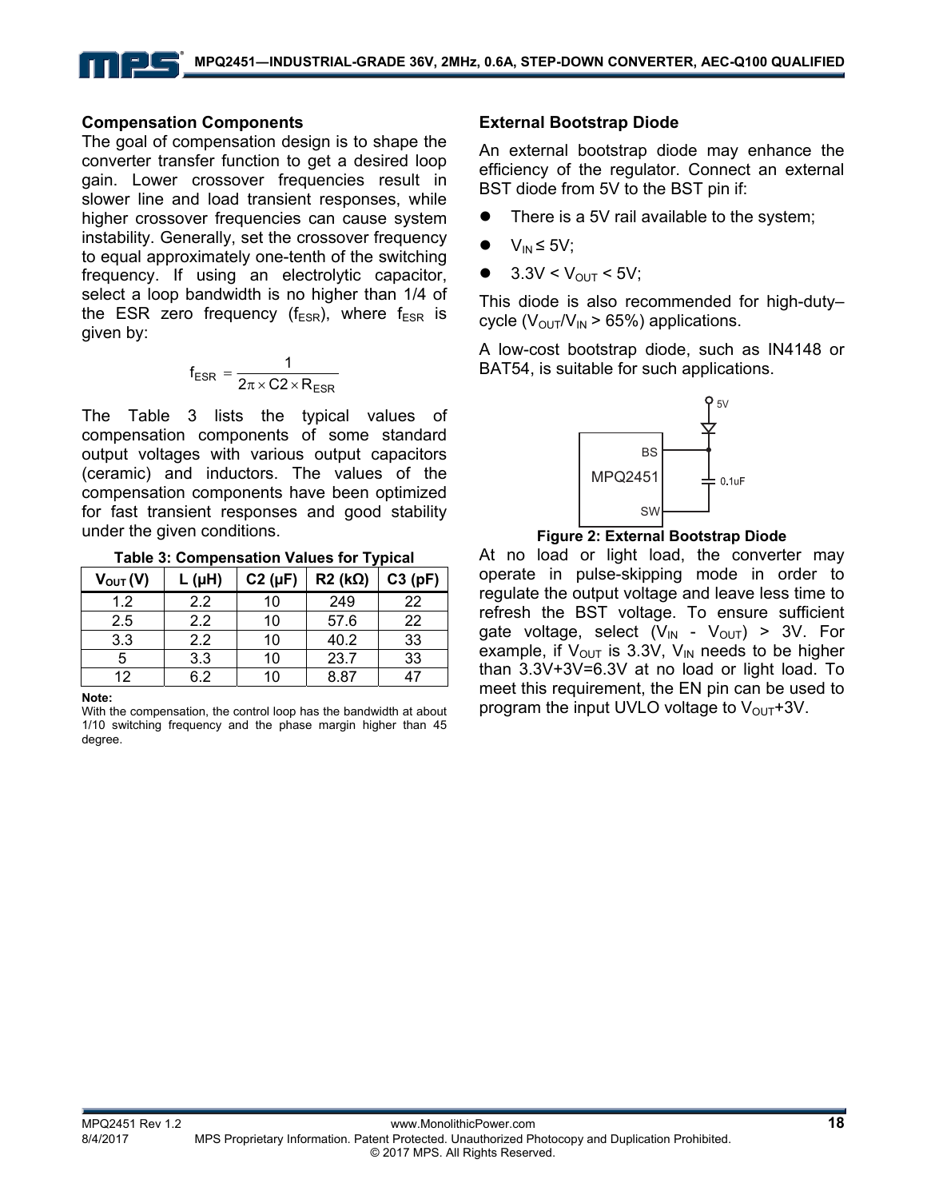### Compensation Components

The goal of compensation design is to shape the converter transfer function to get a desired loop gain. Lower crossover frequencies result in slower line and load transient responses, while higher crossover frequencies can cause system instability. Generally, set the crossover frequency to equal approximately one-tenth of the switching frequency. If using an electrolytic capacitor, select a loop bandwidth is no higher than 1/4 of the ESR zero frequency ($f_{ESR}$), where $f_{ESR}$ is given by:

$$f_{ESR} = \frac{1}{2\pi \times C2 \times R_{ESR}}$$

The Table 3 lists the typical values of compensation components of some standard output voltages with various output capacitors (ceramic) and inductors. The values of the compensation components have been optimized for fast transient responses and good stability under the given conditions.

**Table 3: Compensation Values for Typical**

| $V_{OUT}$ (V) | L (µH) | C2 (µF) | R2 (kΩ) | C3 (pF) |
|---|---|---|---|---|
| 1.2 | 2.2 | 10 | 249 | 22 |
| 2.5 | 2.2 | 10 | 57.6 | 22 |
| 3.3 | 2.2 | 10 | 40.2 | 33 |
| 5 | 3.3 | 10 | 23.7 | 33 |
| 12 | 6.2 | 10 | 8.87 | 47 |

**Note:**
With the compensation, the control loop has the bandwidth at about 1/10 switching frequency and the phase margin higher than 45 degree.

### External Bootstrap Diode

An external bootstrap diode may enhance the efficiency of the regulator. Connect an external BST diode from 5V to the BST pin if:

- There is a 5V rail available to the system;
- $V_{IN}$ ≤ 5V;
- 3.3V < $V_{OUT}$ < 5V;

This diode is also recommended for high-duty–cycle ($V_{OUT}$/$V_{IN}$ > 65%) applications.

A low-cost bootstrap diode, such as IN4148 or BAT54, is suitable for such applications.

**Figure 2: External Bootstrap Diode**

At no load or light load, the converter may operate in pulse-skipping mode in order to regulate the output voltage and leave less time to refresh the BST voltage. To ensure sufficient gate voltage, select ($V_{IN}$ - $V_{OUT}$) > 3V. For example, if $V_{OUT}$ is 3.3V, $V_{IN}$ needs to be higher than 3.3V+3V=6.3V at no load or light load. To meet this requirement, the EN pin can be used to program the input UVLO voltage to $V_{OUT}$+3V.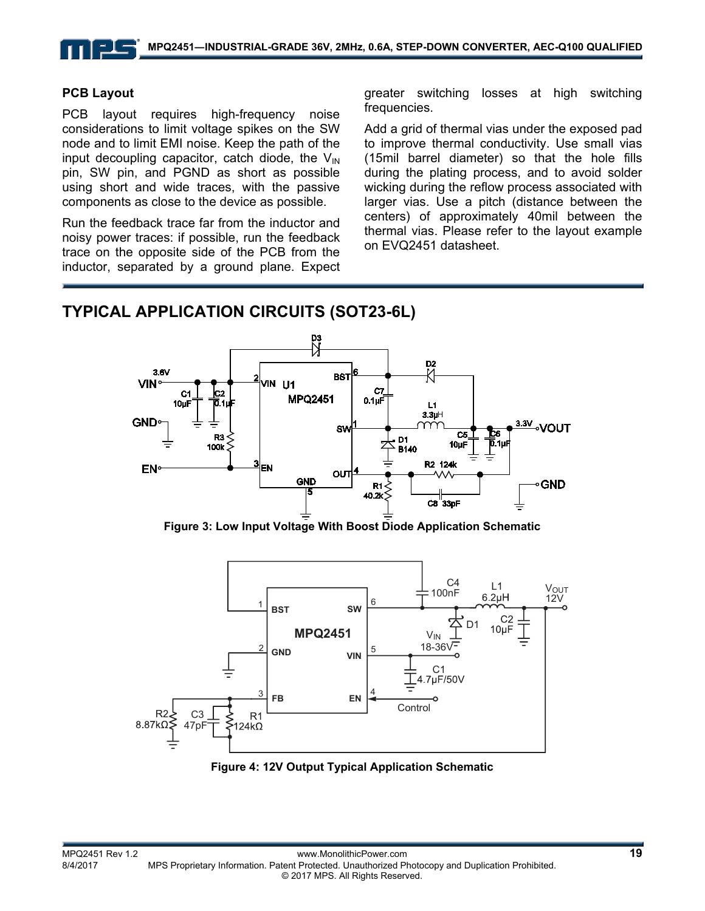### PCB Layout

PCB layout requires high-frequency noise considerations to limit voltage spikes on the SW node and to limit EMI noise. Keep the path of the input decoupling capacitor, catch diode, the $V_{IN}$ pin, SW pin, and PGND as short as possible using short and wide traces, with the passive components as close to the device as possible.

Run the feedback trace far from the inductor and noisy power traces: if possible, run the feedback trace on the opposite side of the PCB from the inductor, separated by a ground plane. Expect greater switching losses at high switching frequencies.

Add a grid of thermal vias under the exposed pad to improve thermal conductivity. Use small vias (15mil barrel diameter) so that the hole fills during the plating process, and to avoid solder wicking during the reflow process associated with larger vias. Use a pitch (distance between the centers) of approximately 40mil between the thermal vias. Please refer to the layout example on EVQ2451 datasheet.

## TYPICAL APPLICATION CIRCUITS (SOT23-6L)

**Figure 3: Low Input Voltage With Boost Diode Application Schematic**

**Figure 4: 12V Output Typical Application Schematic**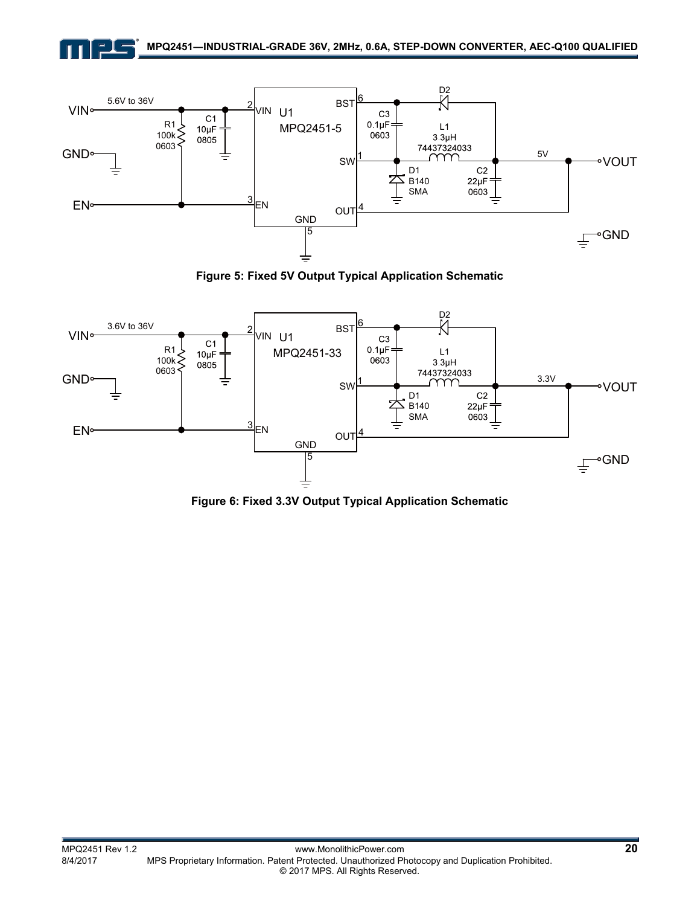Figure 5: Fixed 5V Output Typical Application Schematic

Figure 6: Fixed 3.3V Output Typical Application Schematic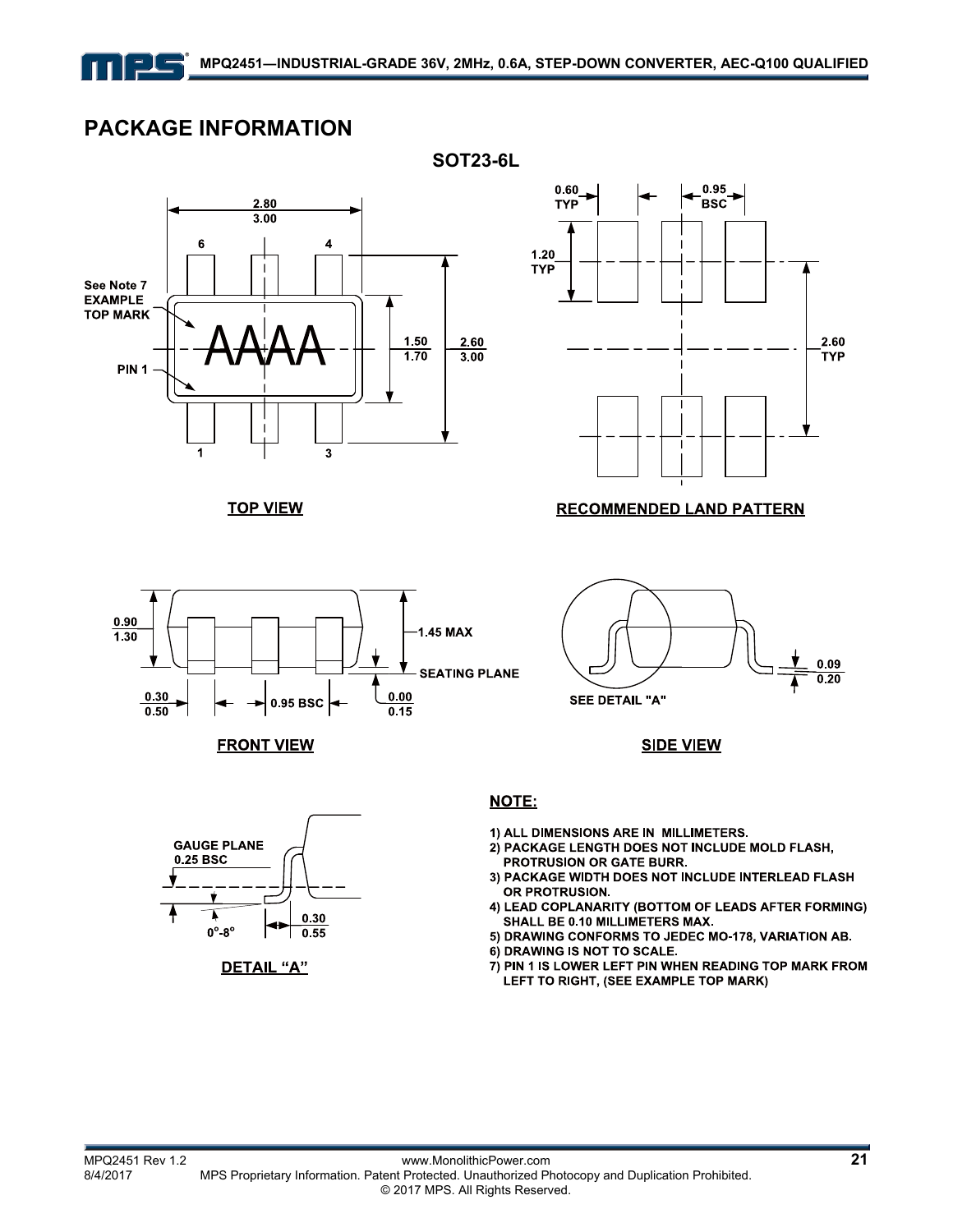## PACKAGE INFORMATION

**SOT23-6L**

TOP VIEW

RECOMMENDED LAND PATTERN

FRONT VIEW

SIDE VIEW

DETAIL "A"

**NOTE:**

1) ALL DIMENSIONS ARE IN MILLIMETERS.
2) PACKAGE LENGTH DOES NOT INCLUDE MOLD FLASH, PROTRUSION OR GATE BURR.
3) PACKAGE WIDTH DOES NOT INCLUDE INTERLEAD FLASH OR PROTRUSION.
4) LEAD COPLANARITY (BOTTOM OF LEADS AFTER FORMING) SHALL BE 0.10 MILLIMETERS MAX.
5) DRAWING CONFORMS TO JEDEC MO-178, VARIATION AB.
6) DRAWING IS NOT TO SCALE.
7) PIN 1 IS LOWER LEFT PIN WHEN READING TOP MARK FROM LEFT TO RIGHT, (SEE EXAMPLE TOP MARK)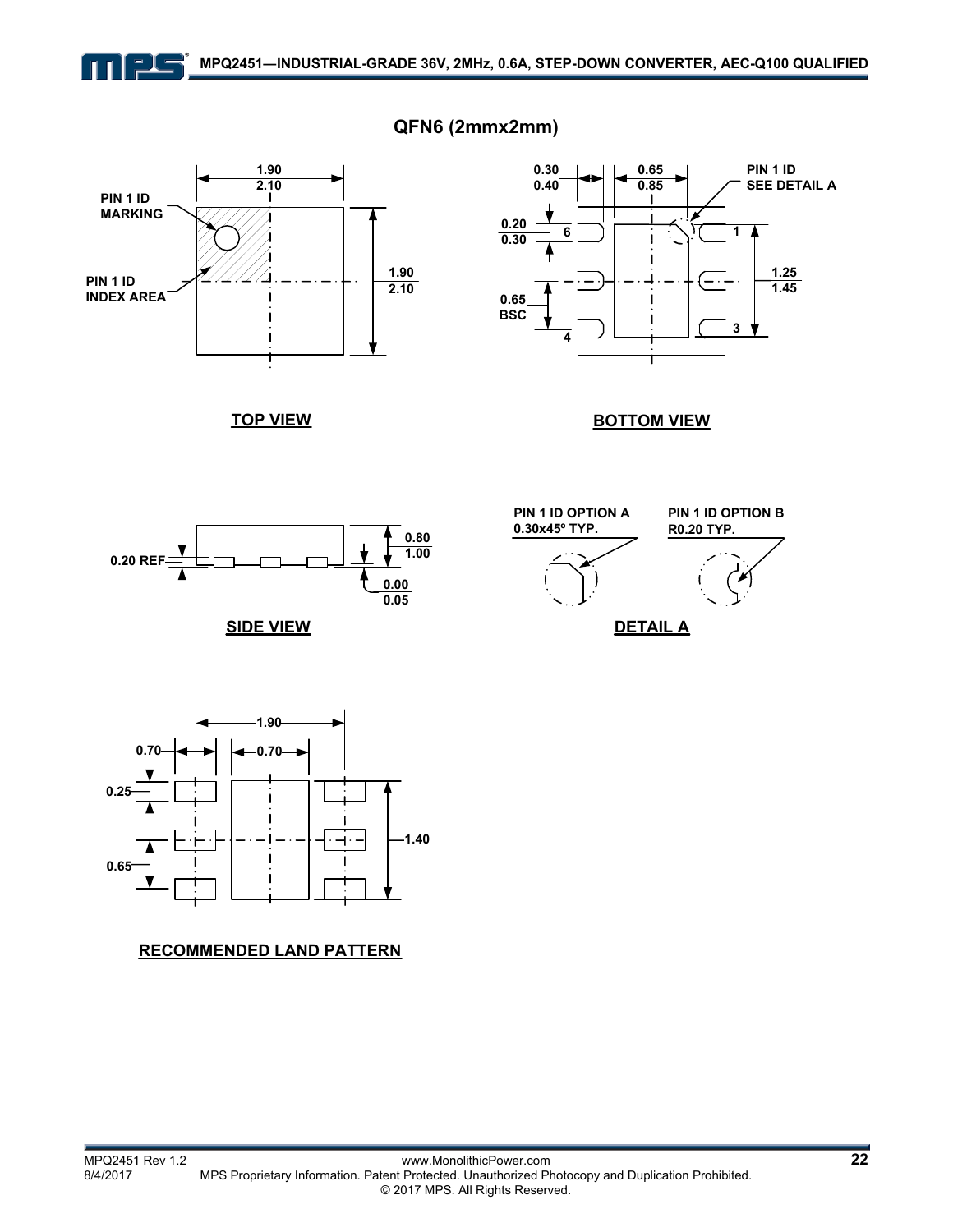## QFN6 (2mmx2mm)

PIN 1 ID MARKING

PIN 1 ID INDEX AREA

1.90
2.10

1.90
2.10

**TOP VIEW**

0.30
0.40

0.65
0.85

PIN 1 ID SEE DETAIL A

0.20
0.30

0.65 BSC

1.25
1.45

**BOTTOM VIEW**

0.20 REF

0.80
1.00

0.00
0.05

**SIDE VIEW**

PIN 1 ID OPTION A
0.30x45º TYP.

PIN 1 ID OPTION B
R0.20 TYP.

**DETAIL A**

1.90

0.70

0.70

0.25

0.65

1.40

**RECOMMENDED LAND PATTERN**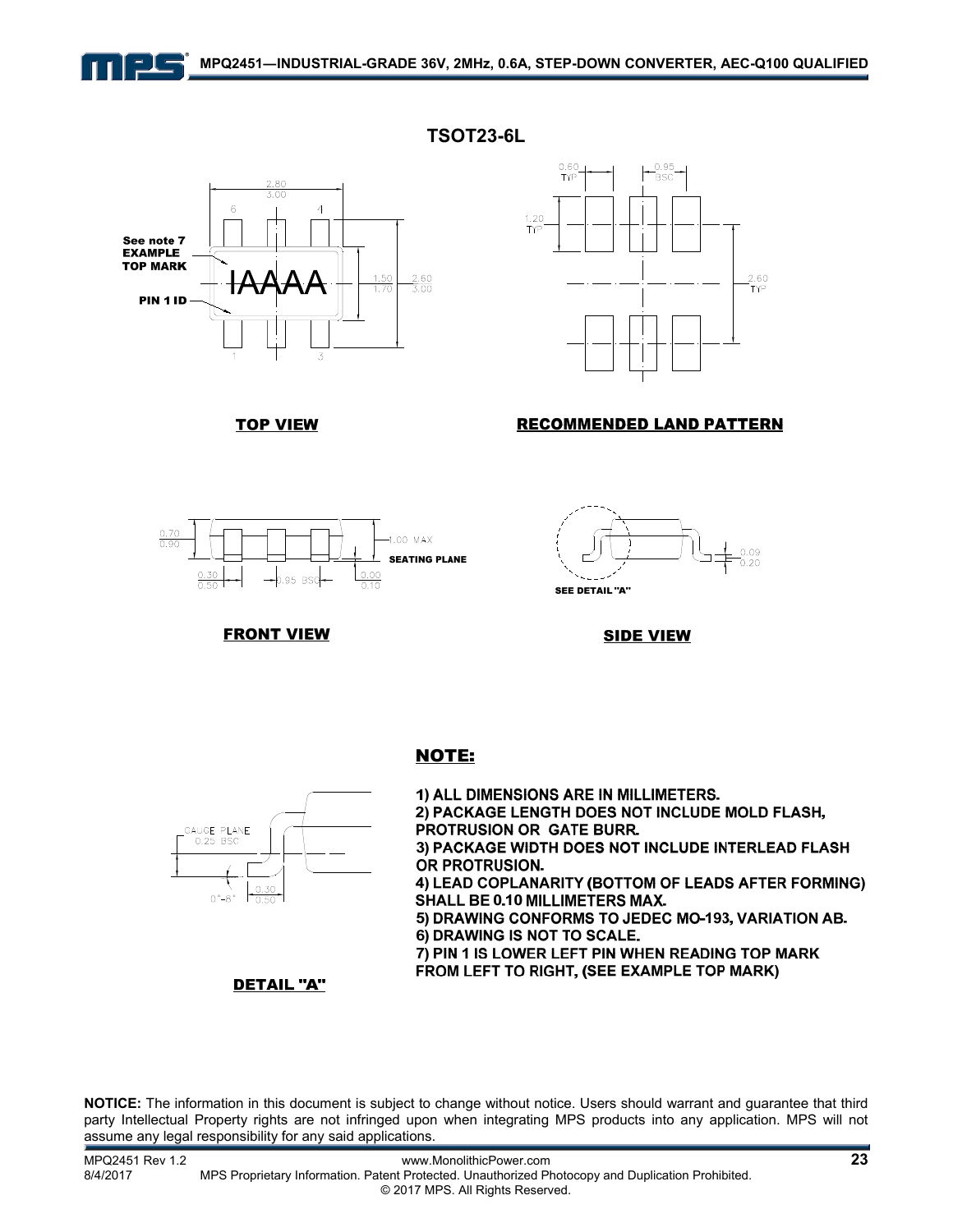## TSOT23-6L

2.80
3.00

6 4

See note 7
EXAMPLE
TOP MARK

IAAAA

PIN 1 ID

1 3

1.50
1.70

2.60
3.00

**TOP VIEW**

0.60
TYP

0.95
BSC

1.20
TYP

2.60
TYP

**RECOMMENDED LAND PATTERN**

0.70
0.90

1.00 MAX

SEATING PLANE

0.30
0.50

0.95 BSC

0.00
0.10

**FRONT VIEW**

0.09
0.20

SEE DETAIL "A"

**SIDE VIEW**

GAUGE PLANE
0.25 BSC

0°-8°

0.30
0.50

**DETAIL "A"**

### NOTE:

1) ALL DIMENSIONS ARE IN MILLIMETERS.
2) PACKAGE LENGTH DOES NOT INCLUDE MOLD FLASH, PROTRUSION OR GATE BURR.
3) PACKAGE WIDTH DOES NOT INCLUDE INTERLEAD FLASH OR PROTRUSION.
4) LEAD COPLANARITY (BOTTOM OF LEADS AFTER FORMING) SHALL BE 0.10 MILLIMETERS MAX.
5) DRAWING CONFORMS TO JEDEC MO-193, VARIATION AB.
6) DRAWING IS NOT TO SCALE.
7) PIN 1 IS LOWER LEFT PIN WHEN READING TOP MARK FROM LEFT TO RIGHT, (SEE EXAMPLE TOP MARK)

**NOTICE:** The information in this document is subject to change without notice. Users should warrant and guarantee that third party Intellectual Property rights are not infringed upon when integrating MPS products into any application. MPS will not assume any legal responsibility for any said applications.